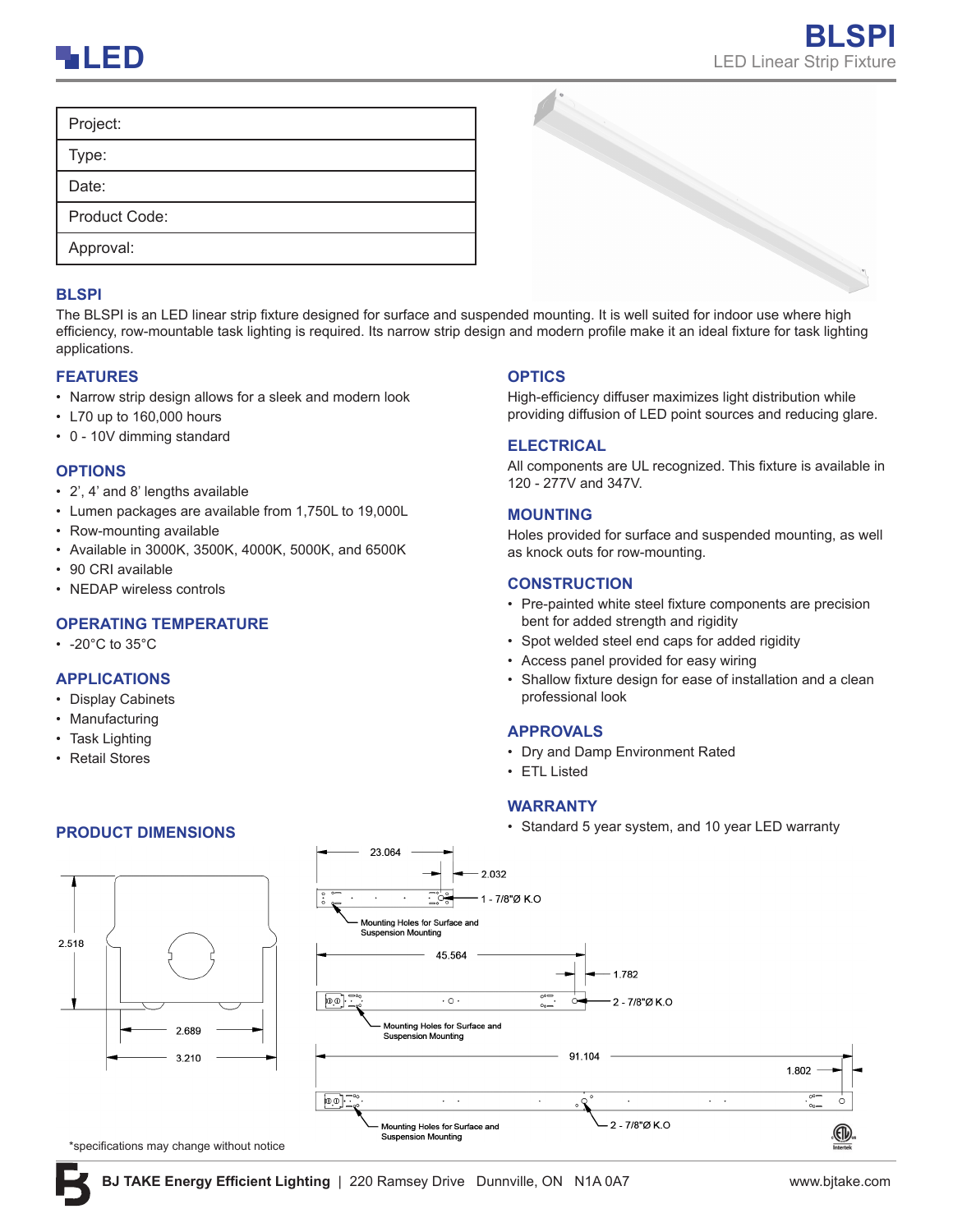# BLSPI

LED Linear Strip Fixture

| Project: |
|---|
| Type: |
| Date: |
| Product Code: |
| Approval: |

## BLSPI

The BLSPI is an LED linear strip fixture designed for surface and suspended mounting. It is well suited for indoor use where high efficiency, row-mountable task lighting is required. Its narrow strip design and modern profile make it an ideal fixture for task lighting applications.

## FEATURES

- Narrow strip design allows for a sleek and modern look
- L70 up to 160,000 hours
- 0 - 10V dimming standard

## OPTIONS

- 2', 4' and 8' lengths available
- Lumen packages are available from 1,750L to 19,000L
- Row-mounting available
- Available in 3000K, 3500K, 4000K, 5000K, and 6500K
- 90 CRI available
- NEDAP wireless controls

## OPERATING TEMPERATURE

- -20°C to 35°C

## APPLICATIONS

- Display Cabinets
- Manufacturing
- Task Lighting
- Retail Stores

## OPTICS

High-efficiency diffuser maximizes light distribution while providing diffusion of LED point sources and reducing glare.

## ELECTRICAL

All components are UL recognized. This fixture is available in 120 - 277V and 347V.

## MOUNTING

Holes provided for surface and suspended mounting, as well as knock outs for row-mounting.

## CONSTRUCTION

- Pre-painted white steel fixture components are precision bent for added strength and rigidity
- Spot welded steel end caps for added rigidity
- Access panel provided for easy wiring
- Shallow fixture design for ease of installation and a clean professional look

## APPROVALS

- Dry and Damp Environment Rated
- ETL Listed

## WARRANTY

- Standard 5 year system, and 10 year LED warranty

## PRODUCT DIMENSIONS

2.518

2.689

3.210

23.064

2.032

1 - 7/8"Ø K.O

Mounting Holes for Surface and Suspension Mounting

45.564

1.782

2 - 7/8"Ø K.O

Mounting Holes for Surface and Suspension Mounting

91.104

1.802

Mounting Holes for Surface and Suspension Mounting

2 - 7/8"Ø K.O

*specifications may change without notice

**BJ TAKE Energy Efficient Lighting** | 220 Ramsey Drive Dunnville, ON N1A 0A7 www.bjtake.com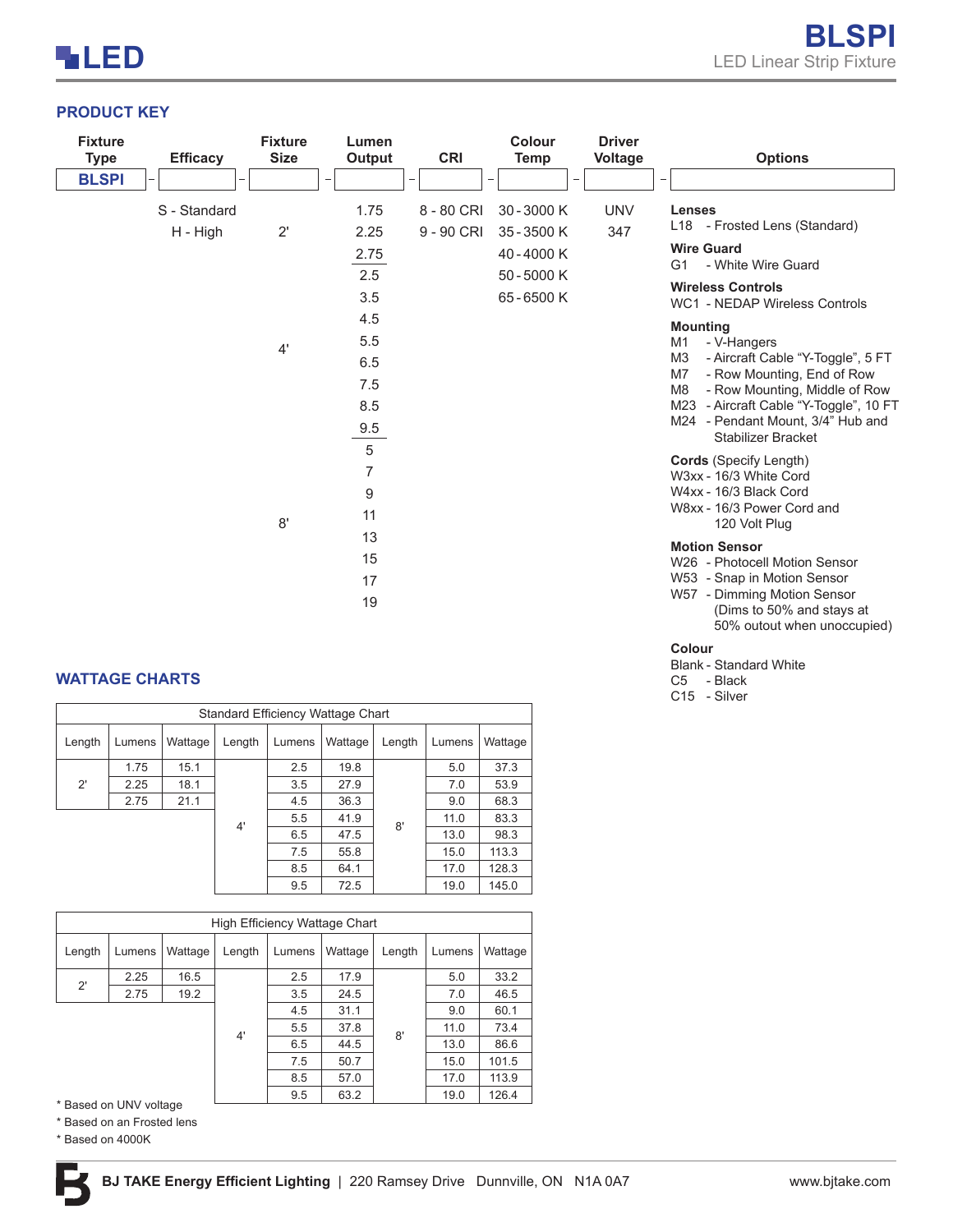LED

# BLSPI

LED Linear Strip Fixture

## PRODUCT KEY

| Fixture Type | Efficacy | Fixture Size | Lumen Output | CRI | Colour Temp | Driver Voltage | Options |
|---|---|---|---|---|---|---|---|
| BLSPI | | | | | | | |
| | S - Standard | 2' | 1.75 | 8 - 80 CRI | 30 - 3000 K | UNV | |
| | H - High | | 2.25 | 9 - 90 CRI | 35 - 3500 K | 347 | |
| | | | 2.75 | | 40 - 4000 K | | |
| | | 4' | 2.5 | | 50 - 5000 K | | |
| | | | 3.5 | | 65 - 6500 K | | |
| | | | 4.5 | | | | |
| | | | 5.5 | | | | |
| | | | 6.5 | | | | |
| | | | 7.5 | | | | |
| | | | 8.5 | | | | |
| | | | 9.5 | | | | |
| | | 8' | 5 | | | | |
| | | | 7 | | | | |
| | | | 9 | | | | |
| | | | 11 | | | | |
| | | | 13 | | | | |
| | | | 15 | | | | |
| | | | 17 | | | | |
| | | | 19 | | | | |

**Options**

**Lenses**
L18 - Frosted Lens (Standard)

**Wire Guard**
G1 - White Wire Guard

**Wireless Controls**
WC1 - NEDAP Wireless Controls

**Mounting**
M1 - V-Hangers
M3 - Aircraft Cable "Y-Toggle", 5 FT
M7 - Row Mounting, End of Row
M8 - Row Mounting, Middle of Row
M23 - Aircraft Cable "Y-Toggle", 10 FT
M24 - Pendant Mount, 3/4" Hub and Stabilizer Bracket

**Cords** (Specify Length)
W3xx - 16/3 White Cord
W4xx - 16/3 Black Cord
W8xx - 16/3 Power Cord and 120 Volt Plug

**Motion Sensor**
W26 - Photocell Motion Sensor
W53 - Snap in Motion Sensor
W57 - Dimming Motion Sensor (Dims to 50% and stays at 50% outout when unoccupied)

**Colour**
Blank - Standard White
C5 - Black
C15 - Silver

## WATTAGE CHARTS

| Standard Efficiency Wattage Chart | | | | | | | | |
|---|---|---|---|---|---|---|---|---|
| Length | Lumens | Wattage | Length | Lumens | Wattage | Length | Lumens | Wattage |
| 2' | 1.75 | 15.1 | 4' | 2.5 | 19.8 | 8' | 5.0 | 37.3 |
| | 2.25 | 18.1 | | 3.5 | 27.9 | | 7.0 | 53.9 |
| | 2.75 | 21.1 | | 4.5 | 36.3 | | 9.0 | 68.3 |
| | | | | 5.5 | 41.9 | | 11.0 | 83.3 |
| | | | | 6.5 | 47.5 | | 13.0 | 98.3 |
| | | | | 7.5 | 55.8 | | 15.0 | 113.3 |
| | | | | 8.5 | 64.1 | | 17.0 | 128.3 |
| | | | | 9.5 | 72.5 | | 19.0 | 145.0 |

| High Efficiency Wattage Chart | | | | | | | | |
|---|---|---|---|---|---|---|---|---|
| Length | Lumens | Wattage | Length | Lumens | Wattage | Length | Lumens | Wattage |
| 2' | 2.25 | 16.5 | 4' | 2.5 | 17.9 | 8' | 5.0 | 33.2 |
| | 2.75 | 19.2 | | 3.5 | 24.5 | | 7.0 | 46.5 |
| | | | | 4.5 | 31.1 | | 9.0 | 60.1 |
| | | | | 5.5 | 37.8 | | 11.0 | 73.4 |
| | | | | 6.5 | 44.5 | | 13.0 | 86.6 |
| | | | | 7.5 | 50.7 | | 15.0 | 101.5 |
| | | | | 8.5 | 57.0 | | 17.0 | 113.9 |
| | | | | 9.5 | 63.2 | | 19.0 | 126.4 |

* Based on UNV voltage
* Based on an Frosted lens
* Based on 4000K

**BJ TAKE Energy Efficient Lighting** | 220 Ramsey Drive Dunnville, ON N1A 0A7 www.bjtake.com